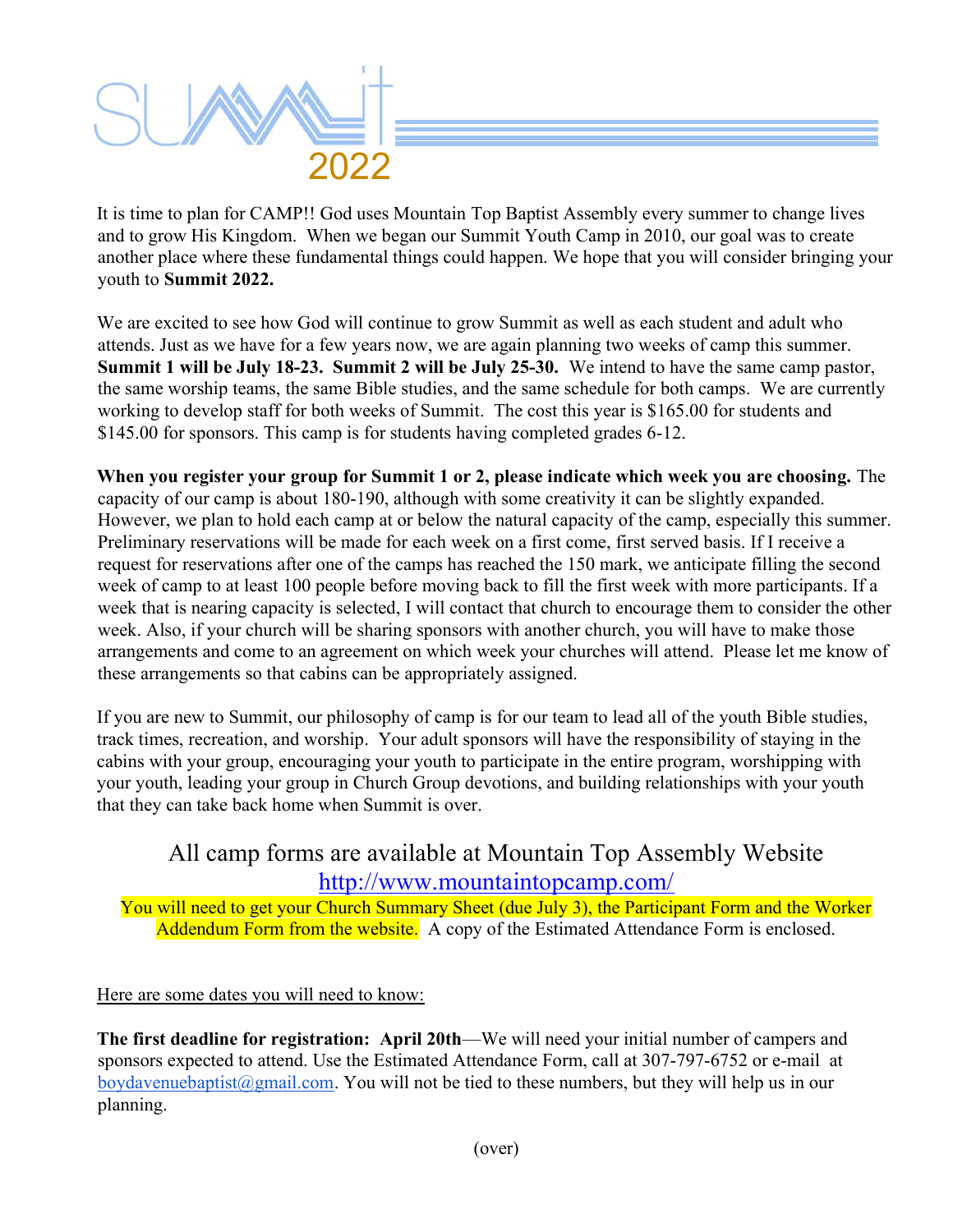# SUMMIT 2022

It is time to plan for CAMP!! God uses Mountain Top Baptist Assembly every summer to change lives and to grow His Kingdom. When we began our Summit Youth Camp in 2010, our goal was to create another place where these fundamental things could happen. We hope that you will consider bringing your youth to **Summit 2022.**

We are excited to see how God will continue to grow Summit as well as each student and adult who attends. Just as we have for a few years now, we are again planning two weeks of camp this summer. **Summit 1 will be July 18-23. Summit 2 will be July 25-30.** We intend to have the same camp pastor, the same worship teams, the same Bible studies, and the same schedule for both camps. We are currently working to develop staff for both weeks of Summit. The cost this year is $165.00 for students and $145.00 for sponsors. This camp is for students having completed grades 6-12.

**When you register your group for Summit 1 or 2, please indicate which week you are choosing.** The capacity of our camp is about 180-190, although with some creativity it can be slightly expanded. However, we plan to hold each camp at or below the natural capacity of the camp, especially this summer. Preliminary reservations will be made for each week on a first come, first served basis. If I receive a request for reservations after one of the camps has reached the 150 mark, we anticipate filling the second week of camp to at least 100 people before moving back to fill the first week with more participants. If a week that is nearing capacity is selected, I will contact that church to encourage them to consider the other week. Also, if your church will be sharing sponsors with another church, you will have to make those arrangements and come to an agreement on which week your churches will attend. Please let me know of these arrangements so that cabins can be appropriately assigned.

If you are new to Summit, our philosophy of camp is for our team to lead all of the youth Bible studies, track times, recreation, and worship. Your adult sponsors will have the responsibility of staying in the cabins with your group, encouraging your youth to participate in the entire program, worshipping with your youth, leading your group in Church Group devotions, and building relationships with your youth that they can take back home when Summit is over.

All camp forms are available at Mountain Top Assembly Website
http://www.mountaintopcamp.com/
You will need to get your Church Summary Sheet (due July 3), the Participant Form and the Worker Addendum Form from the website. A copy of the Estimated Attendance Form is enclosed.

Here are some dates you will need to know:

**The first deadline for registration: April 20th**—We will need your initial number of campers and sponsors expected to attend. Use the Estimated Attendance Form, call at 307-797-6752 or e-mail at boydavenuebaptist@gmail.com. You will not be tied to these numbers, but they will help us in our planning.

(over)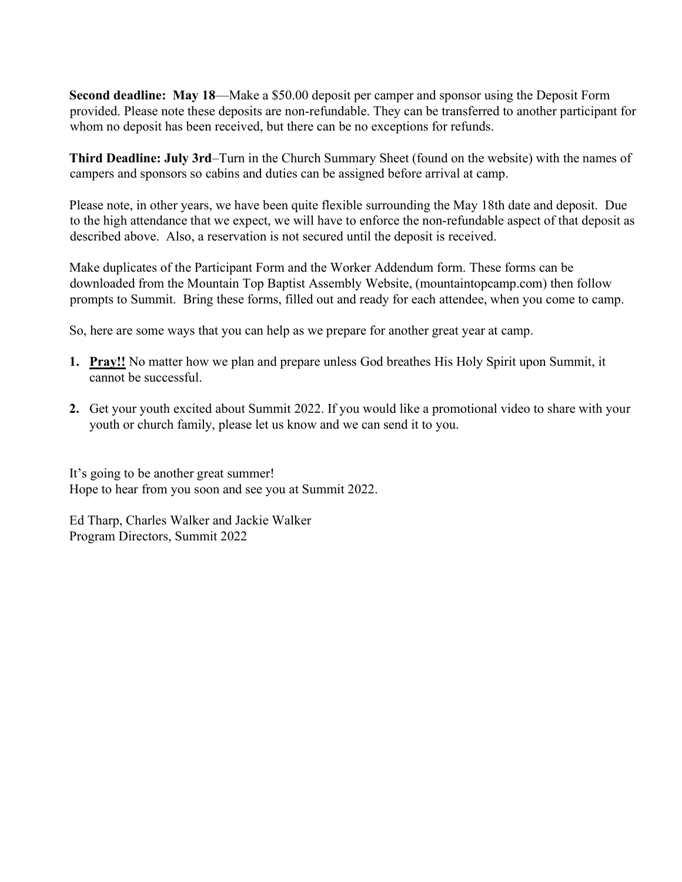**Second deadline: May 18**—Make a $50.00 deposit per camper and sponsor using the Deposit Form provided. Please note these deposits are non-refundable. They can be transferred to another participant for whom no deposit has been received, but there can be no exceptions for refunds.

**Third Deadline: July 3rd**–Turn in the Church Summary Sheet (found on the website) with the names of campers and sponsors so cabins and duties can be assigned before arrival at camp.

Please note, in other years, we have been quite flexible surrounding the May 18th date and deposit. Due to the high attendance that we expect, we will have to enforce the non-refundable aspect of that deposit as described above. Also, a reservation is not secured until the deposit is received.

Make duplicates of the Participant Form and the Worker Addendum form. These forms can be downloaded from the Mountain Top Baptist Assembly Website, (mountaintopcamp.com) then follow prompts to Summit. Bring these forms, filled out and ready for each attendee, when you come to camp.

So, here are some ways that you can help as we prepare for another great year at camp.

1. **Pray!!** No matter how we plan and prepare unless God breathes His Holy Spirit upon Summit, it cannot be successful.
2. Get your youth excited about Summit 2022. If you would like a promotional video to share with your youth or church family, please let us know and we can send it to you.

It's going to be another great summer!
Hope to hear from you soon and see you at Summit 2022.

Ed Tharp, Charles Walker and Jackie Walker
Program Directors, Summit 2022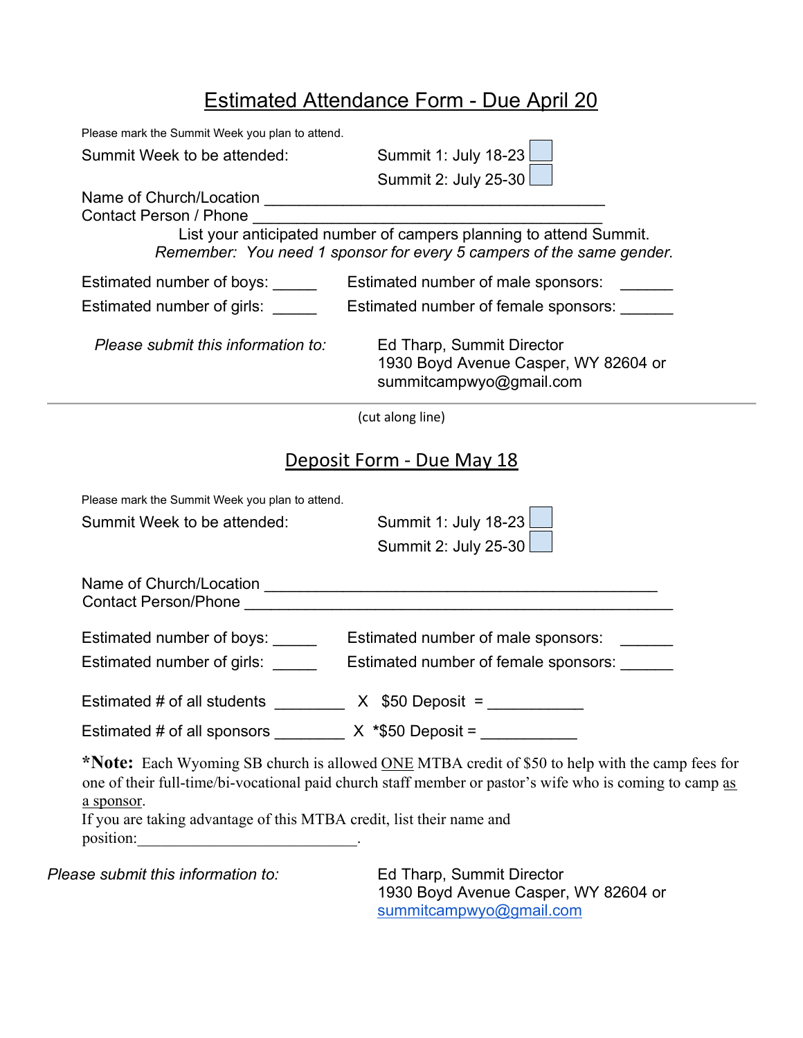## Estimated Attendance Form - Due April 20

Please mark the Summit Week you plan to attend.

Summit Week to be attended: Summit 1: July 18-23 ☐

Summit 2: July 25-30 ☐

Name of Church/Location ________________________________________

Contact Person / Phone ________________________________________

List your anticipated number of campers planning to attend Summit.

*Remember: You need 1 sponsor for every 5 campers of the same gender.*

Estimated number of boys: _____ Estimated number of male sponsors: ______

Estimated number of girls: _____ Estimated number of female sponsors: ______

*Please submit this information to:*

Ed Tharp, Summit Director
1930 Boyd Avenue Casper, WY 82604 or
summitcampwyo@gmail.com

---

(cut along line)

## Deposit Form - Due May 18

Please mark the Summit Week you plan to attend.

Summit Week to be attended: Summit 1: July 18-23 ☐

Summit 2: July 25-30 ☐

Name of Church/Location ______________________________________________

Contact Person/Phone ________________________________________________

Estimated number of boys: _____ Estimated number of male sponsors: ______

Estimated number of girls: _____ Estimated number of female sponsors: ______

Estimated # of all students ________ X $50 Deposit = ___________

Estimated # of all sponsors ________ X *$50 Deposit = ___________

***Note:** Each Wyoming SB church is allowed ONE MTBA credit of $50 to help with the camp fees for one of their full-time/bi-vocational paid church staff member or pastor's wife who is coming to camp as a sponsor.

If you are taking advantage of this MTBA credit, list their name and position:____________________________.

*Please submit this information to:*

Ed Tharp, Summit Director
1930 Boyd Avenue Casper, WY 82604 or
summitcampwyo@gmail.com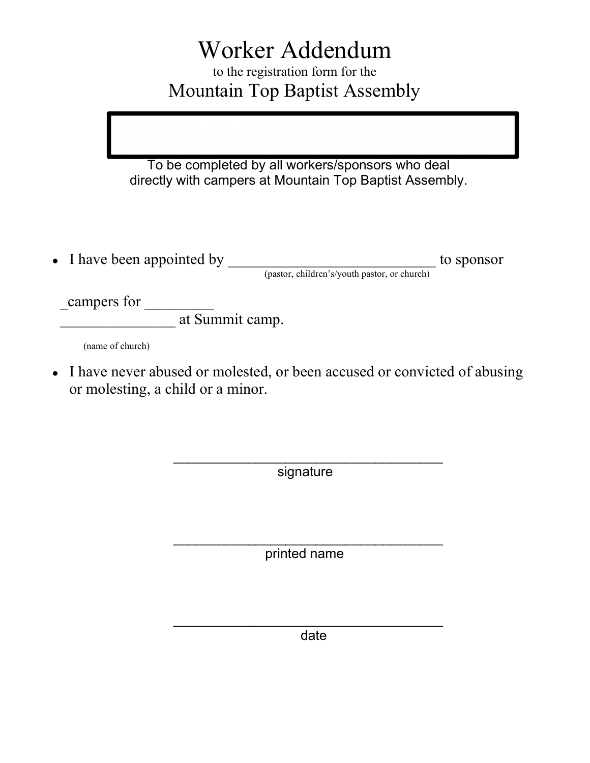# Worker Addendum

to the registration form for the

## Mountain Top Baptist Assembly

To be completed by all workers/sponsors who deal directly with campers at Mountain Top Baptist Assembly.

- I have been appointed by ____________________________ to sponsor
  (pastor, children's/youth pastor, or church)

  _campers for _________
  _______________ at Summit camp.

  (name of church)

- I have never abused or molested, or been accused or convicted of abusing or molesting, a child or a minor.

____________________________________
signature

____________________________________
printed name

____________________________________
date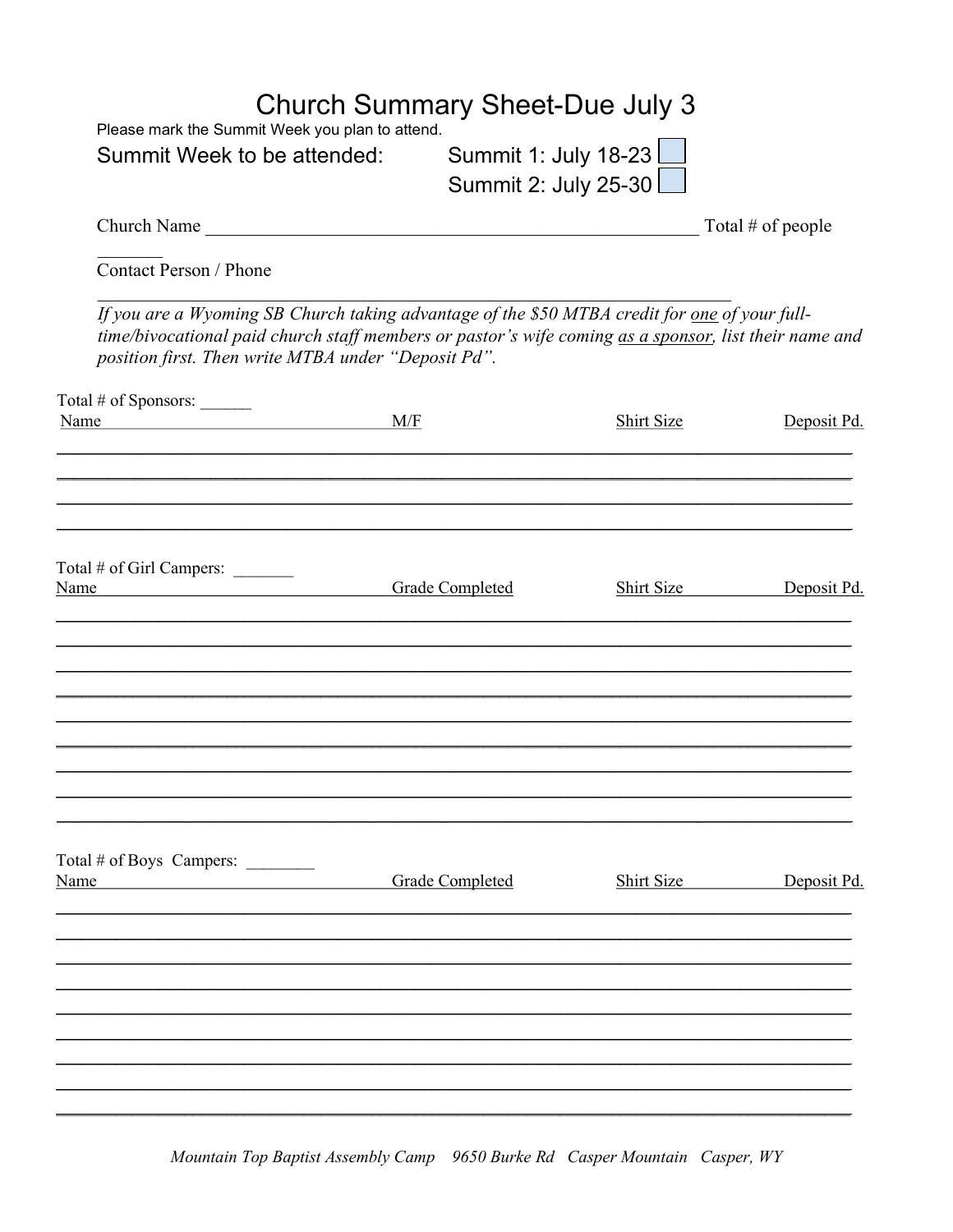# Church Summary Sheet-Due July 3

Please mark the Summit Week you plan to attend.

Summit Week to be attended: Summit 1: July 18-23 ☐

Summit 2: July 25-30 ☐

Church Name \_\_\_\_\_\_\_\_\_\_\_\_\_\_\_\_\_\_\_\_\_\_\_\_\_\_\_\_\_\_\_\_\_\_\_\_\_\_\_\_\_\_\_\_\_\_\_\_\_\_\_\_\_\_\_\_ Total # of people \_\_\_\_\_\_\_

Contact Person / Phone \_\_\_\_\_\_\_\_\_\_\_\_\_\_\_\_\_\_\_\_\_\_\_\_\_\_\_\_\_\_\_\_\_\_\_\_\_\_\_\_\_\_\_\_\_\_\_\_\_\_\_\_\_\_\_\_\_\_\_\_\_\_\_\_\_\_\_\_

*If you are a Wyoming SB Church taking advantage of the $50 MTBA credit for <u>one</u> of your full-time/bivocational paid church staff members or pastor's wife coming <u>as a sponsor</u>, list their name and position first. Then write MTBA under "Deposit Pd".*

Total # of Sponsors: \_\_\_\_\_\_

| Name | M/F | Shirt Size | Deposit Pd. |
|---|---|---|---|
| | | | |
| | | | |
| | | | |
| | | | |

Total # of Girl Campers: \_\_\_\_\_\_\_

| Name | Grade Completed | Shirt Size | Deposit Pd. |
|---|---|---|---|
| | | | |
| | | | |
| | | | |
| | | | |
| | | | |
| | | | |
| | | | |
| | | | |
| | | | |

Total # of Boys Campers: \_\_\_\_\_\_\_\_

| Name | Grade Completed | Shirt Size | Deposit Pd. |
|---|---|---|---|
| | | | |
| | | | |
| | | | |
| | | | |
| | | | |
| | | | |
| | | | |
| | | | |
| | | | |

*Mountain Top Baptist Assembly Camp 9650 Burke Rd Casper Mountain Casper, WY*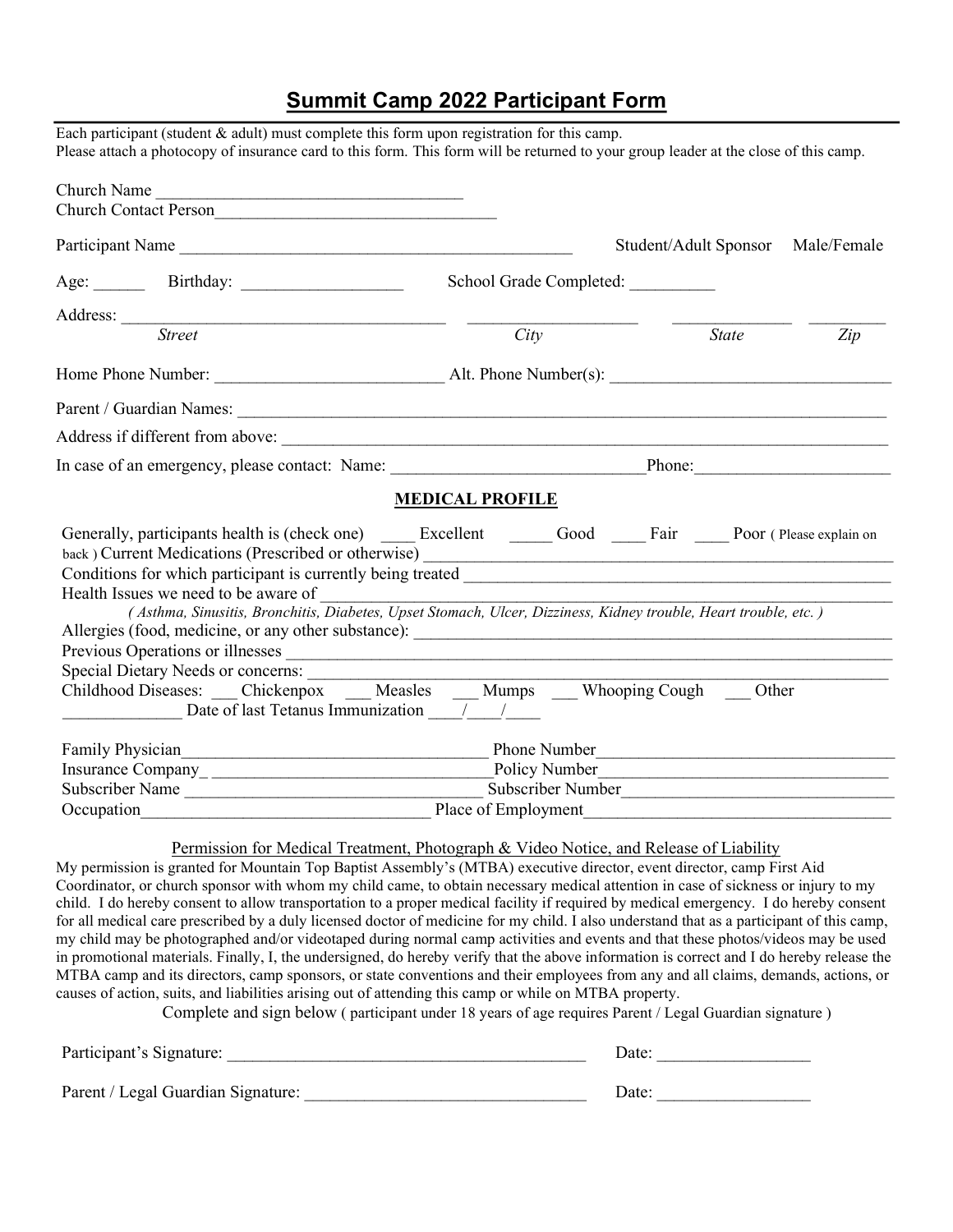## Summit Camp 2022 Participant Form

Each participant (student & adult) must complete this form upon registration for this camp.
Please attach a photocopy of insurance card to this form. This form will be returned to your group leader at the close of this camp.

Church Name ___________________________________
Church Contact Person_________________________________

Participant Name _______________________________________________ Student/Adult Sponsor Male/Female

Age: ______ Birthday: __________________ School Grade Completed: __________

Address: _____________________________________ ___________________ _____________ _________
*Street* *City* *State* *Zip*

Home Phone Number: __________________________ Alt. Phone Number(s): _______________________________

Parent / Guardian Names: ___________________________________________________________________________

Address if different from above: _____________________________________________________________________

In case of an emergency, please contact: Name: _____________________________Phone:______________________

### MEDICAL PROFILE

Generally, participants health is (check one) ____ Excellent _____ Good ____ Fair ____ Poor ( Please explain on back ) Current Medications (Prescribed or otherwise) _____________________________________________________

Conditions for which participant is currently being treated ________________________________________________

Health Issues we need to be aware of ______________________________________________________________

*( Asthma, Sinusitis, Bronchitis, Diabetes, Upset Stomach, Ulcer, Dizziness, Kidney trouble, Heart trouble, etc. )*

Allergies (food, medicine, or any other substance): ____________________________________________________

Previous Operations or illnesses ___________________________________________________________________

Special Dietary Needs or concerns: _________________________________________________________________

Childhood Diseases: ___ Chickenpox ___ Measles ___ Mumps ___ Whooping Cough ___ Other
______________ Date of last Tetanus Immunization ____/____/____

Family Physician___________________________________ Phone Number__________________________________

Insurance Company_ ________________________________Policy Number________________________________

Subscriber Name __________________________________ Subscriber Number_____________________________

Occupation________________________________ Place of Employment_________________________________

Permission for Medical Treatment, Photograph & Video Notice, and Release of Liability

My permission is granted for Mountain Top Baptist Assembly's (MTBA) executive director, event director, camp First Aid Coordinator, or church sponsor with whom my child came, to obtain necessary medical attention in case of sickness or injury to my child. I do hereby consent to allow transportation to a proper medical facility if required by medical emergency. I do hereby consent for all medical care prescribed by a duly licensed doctor of medicine for my child. I also understand that as a participant of this camp, my child may be photographed and/or videotaped during normal camp activities and events and that these photos/videos may be used in promotional materials. Finally, I, the undersigned, do hereby verify that the above information is correct and I do hereby release the MTBA camp and its directors, camp sponsors, or state conventions and their employees from any and all claims, demands, actions, or causes of action, suits, and liabilities arising out of attending this camp or while on MTBA property.

Complete and sign below ( participant under 18 years of age requires Parent / Legal Guardian signature )

Participant's Signature: __________________________________________ Date: _________________

Parent / Legal Guardian Signature: ________________________________ Date: _________________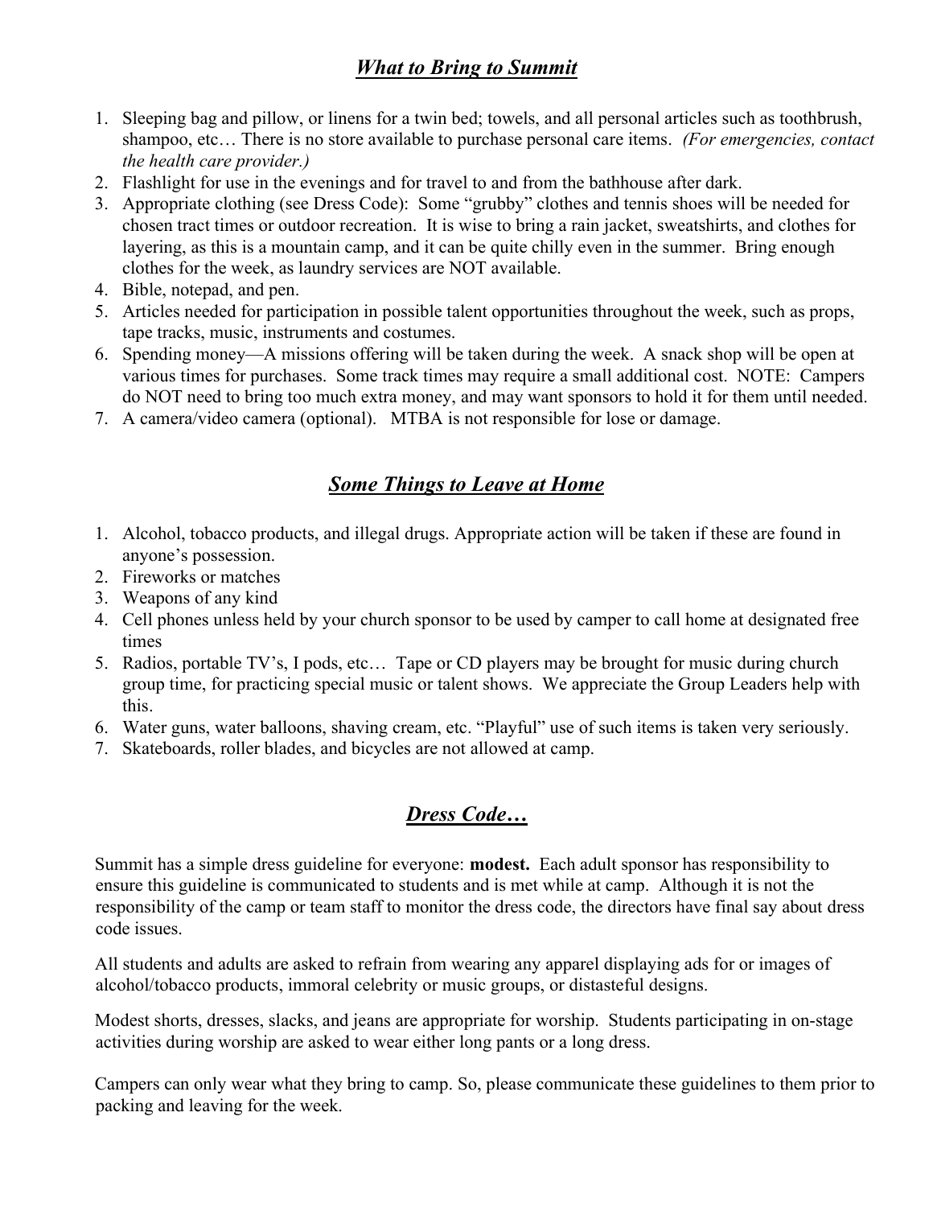## ***What to Bring to Summit***

1. Sleeping bag and pillow, or linens for a twin bed; towels, and all personal articles such as toothbrush, shampoo, etc… There is no store available to purchase personal care items. *(For emergencies, contact the health care provider.)*
2. Flashlight for use in the evenings and for travel to and from the bathhouse after dark.
3. Appropriate clothing (see Dress Code): Some "grubby" clothes and tennis shoes will be needed for chosen tract times or outdoor recreation. It is wise to bring a rain jacket, sweatshirts, and clothes for layering, as this is a mountain camp, and it can be quite chilly even in the summer. Bring enough clothes for the week, as laundry services are NOT available.
4. Bible, notepad, and pen.
5. Articles needed for participation in possible talent opportunities throughout the week, such as props, tape tracks, music, instruments and costumes.
6. Spending money—A missions offering will be taken during the week. A snack shop will be open at various times for purchases. Some track times may require a small additional cost. NOTE: Campers do NOT need to bring too much extra money, and may want sponsors to hold it for them until needed.
7. A camera/video camera (optional). MTBA is not responsible for lose or damage.

## ***Some Things to Leave at Home***

1. Alcohol, tobacco products, and illegal drugs. Appropriate action will be taken if these are found in anyone's possession.
2. Fireworks or matches
3. Weapons of any kind
4. Cell phones unless held by your church sponsor to be used by camper to call home at designated free times
5. Radios, portable TV's, I pods, etc… Tape or CD players may be brought for music during church group time, for practicing special music or talent shows. We appreciate the Group Leaders help with this.
6. Water guns, water balloons, shaving cream, etc. "Playful" use of such items is taken very seriously.
7. Skateboards, roller blades, and bicycles are not allowed at camp.

## ***Dress Code…***

Summit has a simple dress guideline for everyone: **modest.** Each adult sponsor has responsibility to ensure this guideline is communicated to students and is met while at camp. Although it is not the responsibility of the camp or team staff to monitor the dress code, the directors have final say about dress code issues.

All students and adults are asked to refrain from wearing any apparel displaying ads for or images of alcohol/tobacco products, immoral celebrity or music groups, or distasteful designs.

Modest shorts, dresses, slacks, and jeans are appropriate for worship. Students participating in on-stage activities during worship are asked to wear either long pants or a long dress.

Campers can only wear what they bring to camp. So, please communicate these guidelines to them prior to packing and leaving for the week.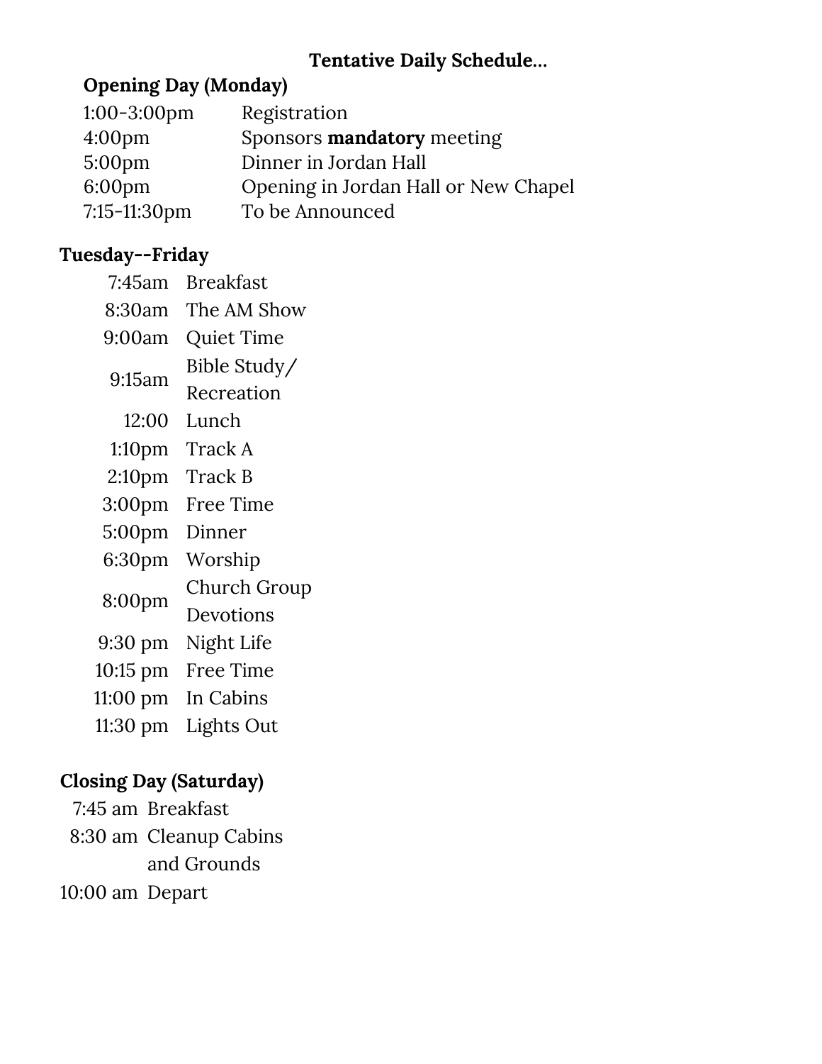**Tentative Daily Schedule…**

**Opening Day (Monday)**

| | |
|---|---|
| 1:00-3:00pm | Registration |
| 4:00pm | Sponsors **mandatory** meeting |
| 5:00pm | Dinner in Jordan Hall |
| 6:00pm | Opening in Jordan Hall or New Chapel |
| 7:15-11:30pm | To be Announced |

**Tuesday--Friday**

| | |
|---|---|
| 7:45am | Breakfast |
| 8:30am | The AM Show |
| 9:00am | Quiet Time |
| 9:15am | Bible Study/ Recreation |
| 12:00 | Lunch |
| 1:10pm | Track A |
| 2:10pm | Track B |
| 3:00pm | Free Time |
| 5:00pm | Dinner |
| 6:30pm | Worship |
| 8:00pm | Church Group Devotions |
| 9:30 pm | Night Life |
| 10:15 pm | Free Time |
| 11:00 pm | In Cabins |
| 11:30 pm | Lights Out |

**Closing Day (Saturday)**

| | |
|---|---|
| 7:45 am | Breakfast |
| 8:30 am | Cleanup Cabins and Grounds |
| 10:00 am | Depart |